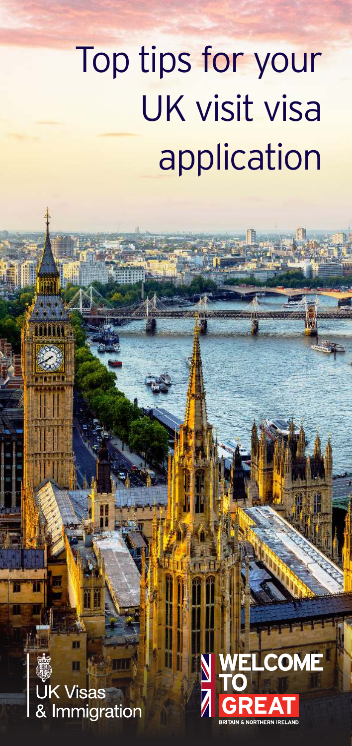# Top tips for your UK visit visa application

UK Visas & Immigration

WELCOME TO GREAT

BRITAIN & NORTHERN IRELAND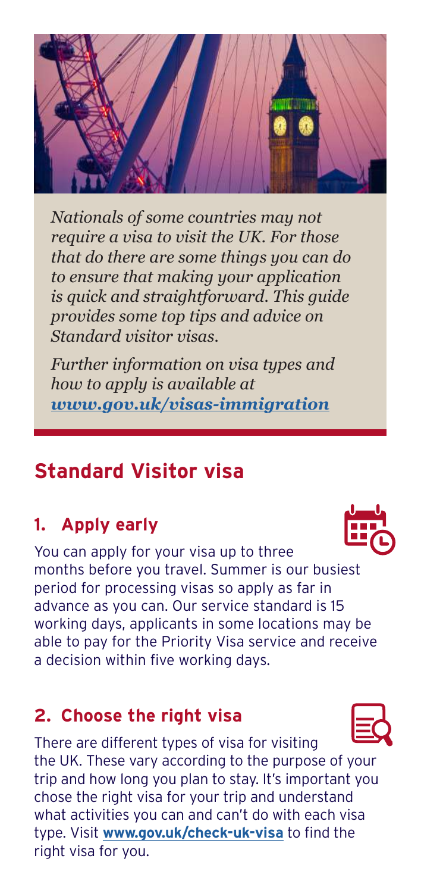*Nationals of some countries may not require a visa to visit the UK. For those that do there are some things you can do to ensure that making your application is quick and straightforward. This guide provides some top tips and advice on Standard visitor visas.*

*Further information on visa types and how to apply is available at* ***www.gov.uk/visas-immigration***

## Standard Visitor visa

### 1. Apply early

You can apply for your visa up to three months before you travel. Summer is our busiest period for processing visas so apply as far in advance as you can. Our service standard is 15 working days, applicants in some locations may be able to pay for the Priority Visa service and receive a decision within five working days.

### 2. Choose the right visa

There are different types of visa for visiting the UK. These vary according to the purpose of your trip and how long you plan to stay. It's important you chose the right visa for your trip and understand what activities you can and can't do with each visa type. Visit **www.gov.uk/check-uk-visa** to find the right visa for you.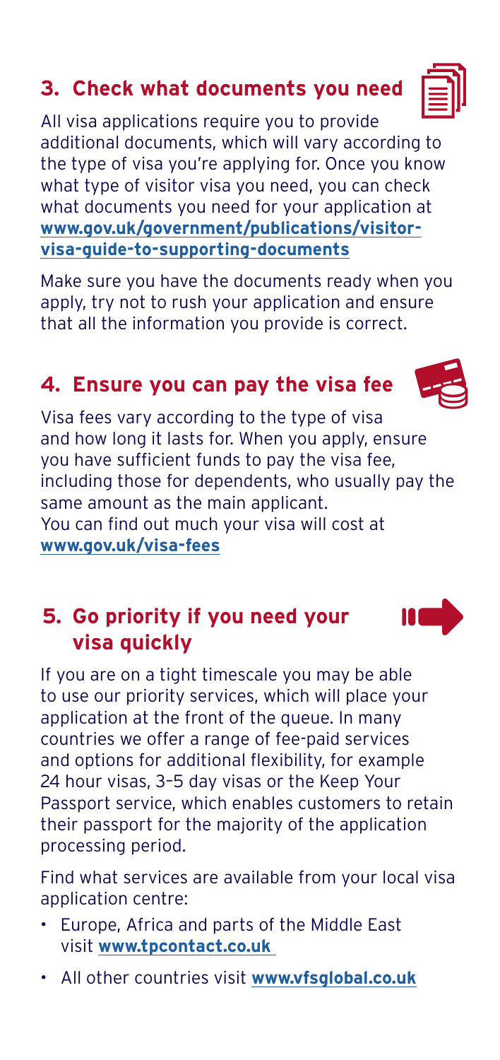## 3. Check what documents you need

All visa applications require you to provide additional documents, which will vary according to the type of visa you're applying for. Once you know what type of visitor visa you need, you can check what documents you need for your application at **www.gov.uk/government/publications/visitor-visa-guide-to-supporting-documents**

Make sure you have the documents ready when you apply, try not to rush your application and ensure that all the information you provide is correct.

## 4. Ensure you can pay the visa fee

Visa fees vary according to the type of visa and how long it lasts for. When you apply, ensure you have sufficient funds to pay the visa fee, including those for dependents, who usually pay the same amount as the main applicant.
You can find out much your visa will cost at **www.gov.uk/visa-fees**

## 5. Go priority if you need your visa quickly

If you are on a tight timescale you may be able to use our priority services, which will place your application at the front of the queue. In many countries we offer a range of fee-paid services and options for additional flexibility, for example 24 hour visas, 3–5 day visas or the Keep Your Passport service, which enables customers to retain their passport for the majority of the application processing period.

Find what services are available from your local visa application centre:

- Europe, Africa and parts of the Middle East visit **www.tpcontact.co.uk**
- All other countries visit **www.vfsglobal.co.uk**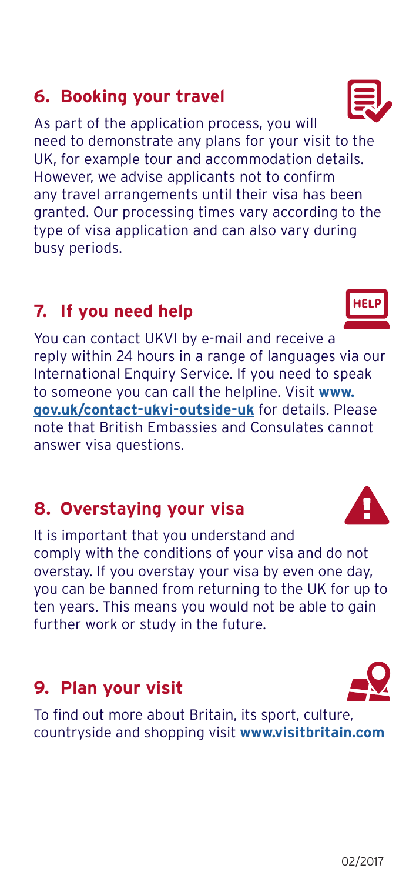## 6. Booking your travel

As part of the application process, you will need to demonstrate any plans for your visit to the UK, for example tour and accommodation details. However, we advise applicants not to confirm any travel arrangements until their visa has been granted. Our processing times vary according to the type of visa application and can also vary during busy periods.

## 7. If you need help

You can contact UKVI by e-mail and receive a reply within 24 hours in a range of languages via our International Enquiry Service. If you need to speak to someone you can call the helpline. Visit **www.gov.uk/contact-ukvi-outside-uk** for details. Please note that British Embassies and Consulates cannot answer visa questions.

## 8. Overstaying your visa

It is important that you understand and comply with the conditions of your visa and do not overstay. If you overstay your visa by even one day, you can be banned from returning to the UK for up to ten years. This means you would not be able to gain further work or study in the future.

## 9. Plan your visit

To find out more about Britain, its sport, culture, countryside and shopping visit **www.visitbritain.com**

02/2017